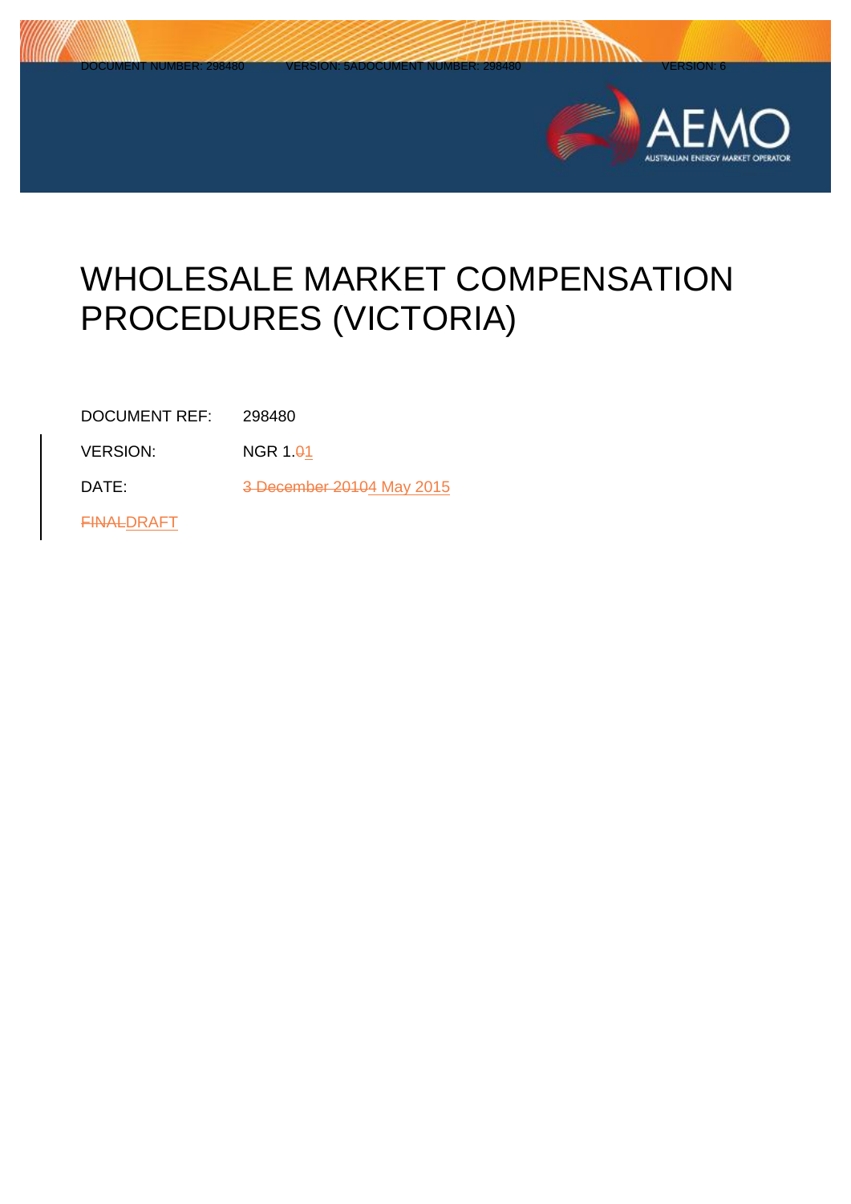# WHOLESALE MARKET COMPENSATION PROCEDURES (VICTORIA)

| | |
|---|---|
| DOCUMENT REF: | 298480 |
| VERSION: | NGR 1.~~0~~1 |
| DATE: | ~~3 December 2010~~4 May 2015 |

~~FINAL~~DRAFT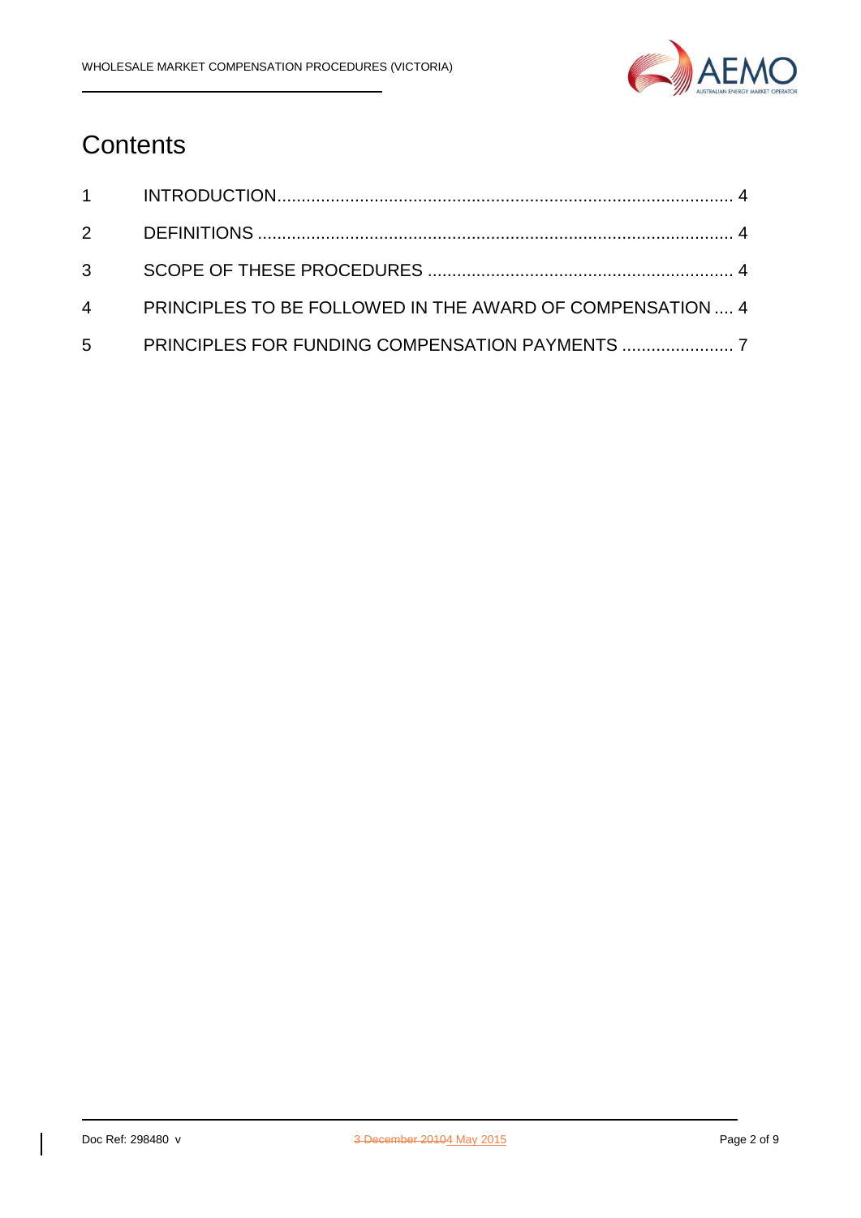# Contents

| | | |
|---|---|---|
| 1 | INTRODUCTION | 4 |
| 2 | DEFINITIONS | 4 |
| 3 | SCOPE OF THESE PROCEDURES | 4 |
| 4 | PRINCIPLES TO BE FOLLOWED IN THE AWARD OF COMPENSATION | 4 |
| 5 | PRINCIPLES FOR FUNDING COMPENSATION PAYMENTS | 7 |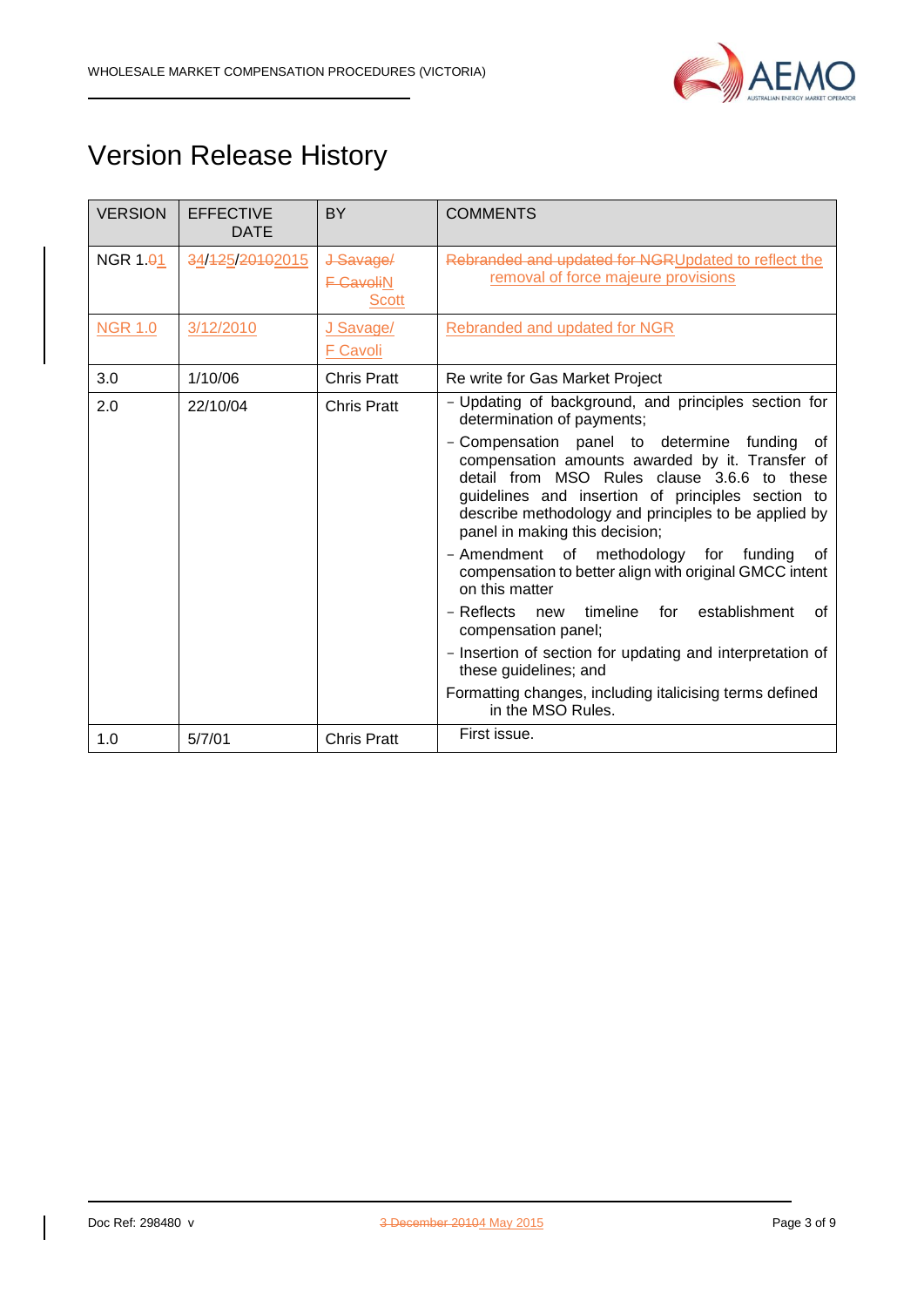# Version Release History

| VERSION | EFFECTIVE DATE | BY | COMMENTS |
|---|---|---|---|
| NGR 1.01 | 34/125/20102015 | J Savage/ F CavoliN Scott | Rebranded and updated for NGRUpdated to reflect the removal of force majeure provisions |
| NGR 1.0 | 3/12/2010 | J Savage/ F Cavoli | Rebranded and updated for NGR |
| 3.0 | 1/10/06 | Chris Pratt | Re write for Gas Market Project |
| 2.0 | 22/10/04 | Chris Pratt | - Updating of background, and principles section for determination of payments;<br>- Compensation panel to determine funding of compensation amounts awarded by it. Transfer of detail from MSO Rules clause 3.6.6 to these guidelines and insertion of principles section to describe methodology and principles to be applied by panel in making this decision;<br>- Amendment of methodology for funding of compensation to better align with original GMCC intent on this matter<br>- Reflects new timeline for establishment of compensation panel;<br>- Insertion of section for updating and interpretation of these guidelines; and<br>Formatting changes, including italicising terms defined in the MSO Rules. |
| 1.0 | 5/7/01 | Chris Pratt | First issue. |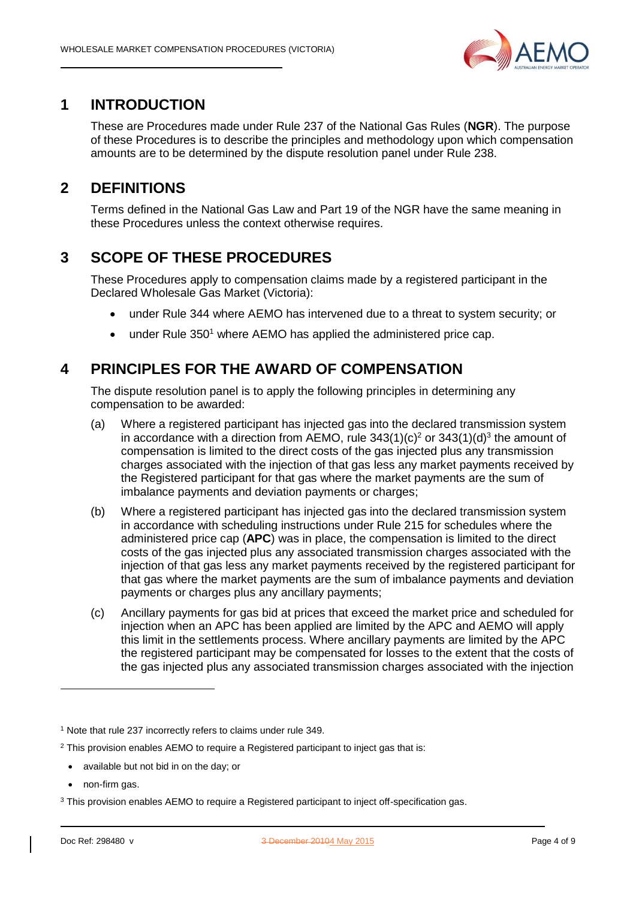# 1 INTRODUCTION

These are Procedures made under Rule 237 of the National Gas Rules (**NGR**). The purpose of these Procedures is to describe the principles and methodology upon which compensation amounts are to be determined by the dispute resolution panel under Rule 238.

# 2 DEFINITIONS

Terms defined in the National Gas Law and Part 19 of the NGR have the same meaning in these Procedures unless the context otherwise requires.

# 3 SCOPE OF THESE PROCEDURES

These Procedures apply to compensation claims made by a registered participant in the Declared Wholesale Gas Market (Victoria):

- under Rule 344 where AEMO has intervened due to a threat to system security; or
- under Rule 350[1] where AEMO has applied the administered price cap.

# 4 PRINCIPLES FOR THE AWARD OF COMPENSATION

The dispute resolution panel is to apply the following principles in determining any compensation to be awarded:

(a) Where a registered participant has injected gas into the declared transmission system in accordance with a direction from AEMO, rule 343(1)(c)[2] or 343(1)(d)[3] the amount of compensation is limited to the direct costs of the gas injected plus any transmission charges associated with the injection of that gas less any market payments received by the Registered participant for that gas where the market payments are the sum of imbalance payments and deviation payments or charges;

(b) Where a registered participant has injected gas into the declared transmission system in accordance with scheduling instructions under Rule 215 for schedules where the administered price cap (**APC**) was in place, the compensation is limited to the direct costs of the gas injected plus any associated transmission charges associated with the injection of that gas less any market payments received by the registered participant for that gas where the market payments are the sum of imbalance payments and deviation payments or charges plus any ancillary payments;

(c) Ancillary payments for gas bid at prices that exceed the market price and scheduled for injection when an APC has been applied are limited by the APC and AEMO will apply this limit in the settlements process. Where ancillary payments are limited by the APC the registered participant may be compensated for losses to the extent that the costs of the gas injected plus any associated transmission charges associated with the injection

---

[1] Note that rule 237 incorrectly refers to claims under rule 349.

[2] This provision enables AEMO to require a Registered participant to inject gas that is:

- available but not bid in on the day; or
- non-firm gas.

[3] This provision enables AEMO to require a Registered participant to inject off-specification gas.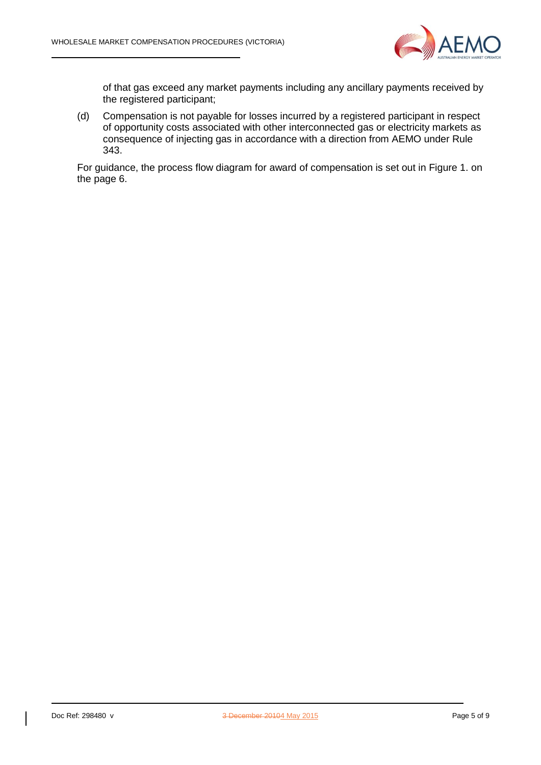of that gas exceed any market payments including any ancillary payments received by the registered participant;

(d) Compensation is not payable for losses incurred by a registered participant in respect of opportunity costs associated with other interconnected gas or electricity markets as consequence of injecting gas in accordance with a direction from AEMO under Rule 343.

For guidance, the process flow diagram for award of compensation is set out in Figure 1. on the page 6.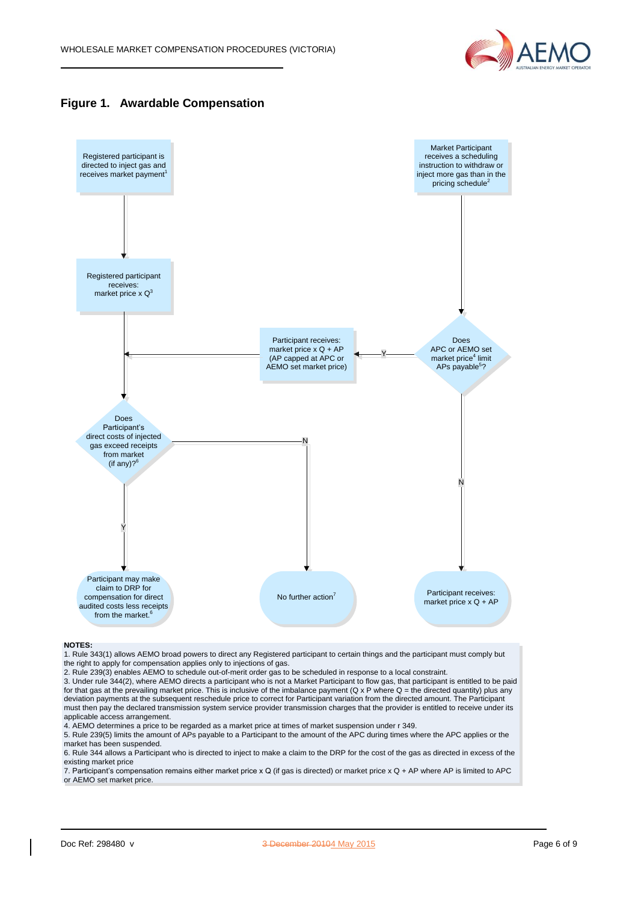## Figure 1. Awardable Compensation

Registered participant is directed to inject gas and receives market payment[1]

Registered participant receives: market price x Q[3]

Market Participant receives a scheduling instruction to withdraw or inject more gas than in the pricing schedule[2]

Does APC or AEMO set market price[4] limit APs payable[5]?

Y → Participant receives: market price x Q + AP (AP capped at APC or AEMO set market price)

N → Participant receives: market price x Q + AP

Does Participant's direct costs of injected gas exceed receipts from market (if any)?[6]

Y → Participant may make claim to DRP for compensation for direct audited costs less receipts from the market.[6]

N → No further action[7]

**NOTES:**

1. Rule 343(1) allows AEMO broad powers to direct any Registered participant to certain things and the participant must comply but the right to apply for compensation applies only to injections of gas.
2. Rule 239(3) enables AEMO to schedule out-of-merit order gas to be scheduled in response to a local constraint.
3. Under rule 344(2), where AEMO directs a participant who is not a Market Participant to flow gas, that participant is entitled to be paid for that gas at the prevailing market price. This is inclusive of the imbalance payment (Q x P where Q = the directed quantity) plus any deviation payments at the subsequent reschedule price to correct for Participant variation from the directed amount. The Participant must then pay the declared transmission system service provider transmission charges that the provider is entitled to receive under its applicable access arrangement.
4. AEMO determines a price to be regarded as a market price at times of market suspension under r 349.
5. Rule 239(5) limits the amount of APs payable to a Participant to the amount of the APC during times where the APC applies or the market has been suspended.
6. Rule 344 allows a Participant who is directed to inject to make a claim to the DRP for the cost of the gas as directed in excess of the existing market price
7. Participant's compensation remains either market price x Q (if gas is directed) or market price x Q + AP where AP is limited to APC or AEMO set market price.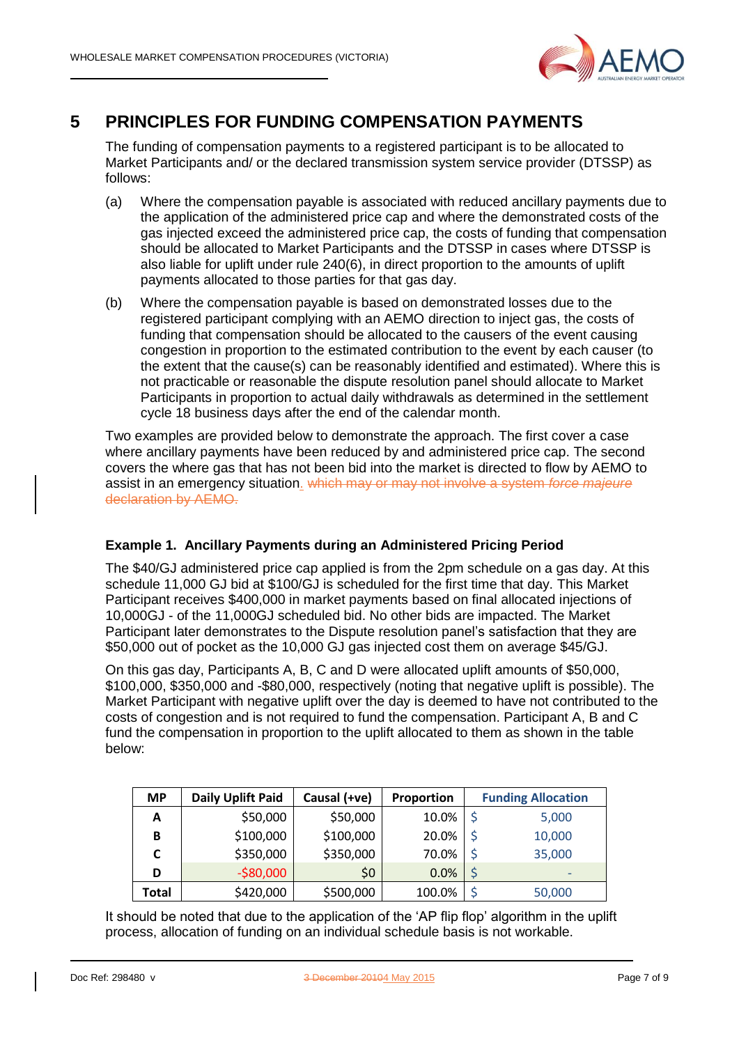## 5 PRINCIPLES FOR FUNDING COMPENSATION PAYMENTS

The funding of compensation payments to a registered participant is to be allocated to Market Participants and/ or the declared transmission system service provider (DTSSP) as follows:

(a) Where the compensation payable is associated with reduced ancillary payments due to the application of the administered price cap and where the demonstrated costs of the gas injected exceed the administered price cap, the costs of funding that compensation should be allocated to Market Participants and the DTSSP in cases where DTSSP is also liable for uplift under rule 240(6), in direct proportion to the amounts of uplift payments allocated to those parties for that gas day.

(b) Where the compensation payable is based on demonstrated losses due to the registered participant complying with an AEMO direction to inject gas, the costs of funding that compensation should be allocated to the causers of the event causing congestion in proportion to the estimated contribution to the event by each causer (to the extent that the cause(s) can be reasonably identified and estimated). Where this is not practicable or reasonable the dispute resolution panel should allocate to Market Participants in proportion to actual daily withdrawals as determined in the settlement cycle 18 business days after the end of the calendar month.

Two examples are provided below to demonstrate the approach. The first cover a case where ancillary payments have been reduced by and administered price cap. The second covers the where gas that has not been bid into the market is directed to flow by AEMO to assist in an emergency situation. ~~which may or may not involve a system *force majeure* declaration by AEMO.~~

### Example 1. Ancillary Payments during an Administered Pricing Period

The $40/GJ administered price cap applied is from the 2pm schedule on a gas day. At this schedule 11,000 GJ bid at $100/GJ is scheduled for the first time that day. This Market Participant receives $400,000 in market payments based on final allocated injections of 10,000GJ - of the 11,000GJ scheduled bid. No other bids are impacted. The Market Participant later demonstrates to the Dispute resolution panel's satisfaction that they are $50,000 out of pocket as the 10,000 GJ gas injected cost them on average $45/GJ.

On this gas day, Participants A, B, C and D were allocated uplift amounts of $50,000, $100,000, $350,000 and -$80,000, respectively (noting that negative uplift is possible). The Market Participant with negative uplift over the day is deemed to have not contributed to the costs of congestion and is not required to fund the compensation. Participant A, B and C fund the compensation in proportion to the uplift allocated to them as shown in the table below:

| MP | Daily Uplift Paid | Causal (+ve) | Proportion | Funding Allocation |
|---|---|---|---|---|
| A | $50,000 | $50,000 | 10.0% | $ 5,000 |
| B | $100,000 | $100,000 | 20.0% | $ 10,000 |
| C | $350,000 | $350,000 | 70.0% | $ 35,000 |
| D | -$80,000 | $0 | 0.0% | $ - |
| Total | $420,000 | $500,000 | 100.0% | $ 50,000 |

It should be noted that due to the application of the 'AP flip flop' algorithm in the uplift process, allocation of funding on an individual schedule basis is not workable.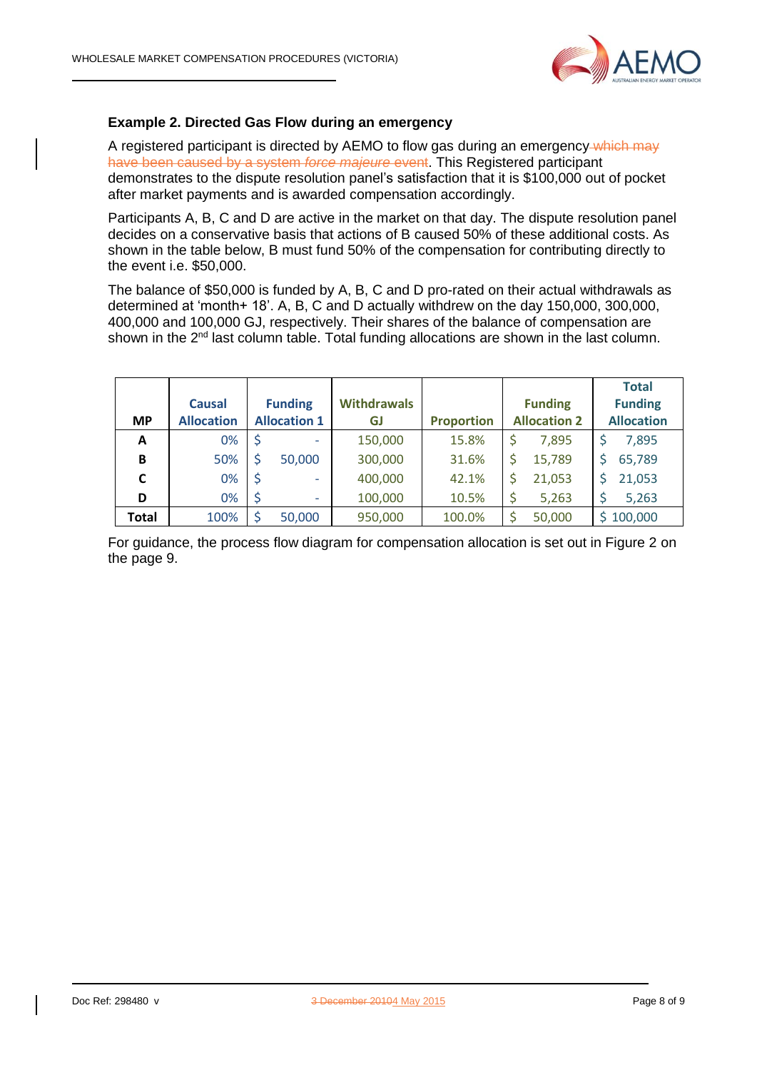### Example 2. Directed Gas Flow during an emergency

A registered participant is directed by AEMO to flow gas during an emergency which may have been caused by a system *force majeure* event. This Registered participant demonstrates to the dispute resolution panel's satisfaction that it is $100,000 out of pocket after market payments and is awarded compensation accordingly.

Participants A, B, C and D are active in the market on that day. The dispute resolution panel decides on a conservative basis that actions of B caused 50% of these additional costs. As shown in the table below, B must fund 50% of the compensation for contributing directly to the event i.e. $50,000.

The balance of $50,000 is funded by A, B, C and D pro-rated on their actual withdrawals as determined at 'month+ 18'. A, B, C and D actually withdrew on the day 150,000, 300,000, 400,000 and 100,000 GJ, respectively. Their shares of the balance of compensation are shown in the 2nd last column table. Total funding allocations are shown in the last column.

| MP | Causal Allocation | Funding Allocation 1 | Withdrawals GJ | Proportion | Funding Allocation 2 | Total Funding Allocation |
|---|---|---|---|---|---|---|
| A | 0% | $ - | 150,000 | 15.8% | $ 7,895 | $ 7,895 |
| B | 50% | $ 50,000 | 300,000 | 31.6% | $ 15,789 | $ 65,789 |
| C | 0% | $ - | 400,000 | 42.1% | $ 21,053 | $ 21,053 |
| D | 0% | $ - | 100,000 | 10.5% | $ 5,263 | $ 5,263 |
| **Total** | 100% | $ 50,000 | 950,000 | 100.0% | $ 50,000 | $ 100,000 |

For guidance, the process flow diagram for compensation allocation is set out in Figure 2 on the page 9.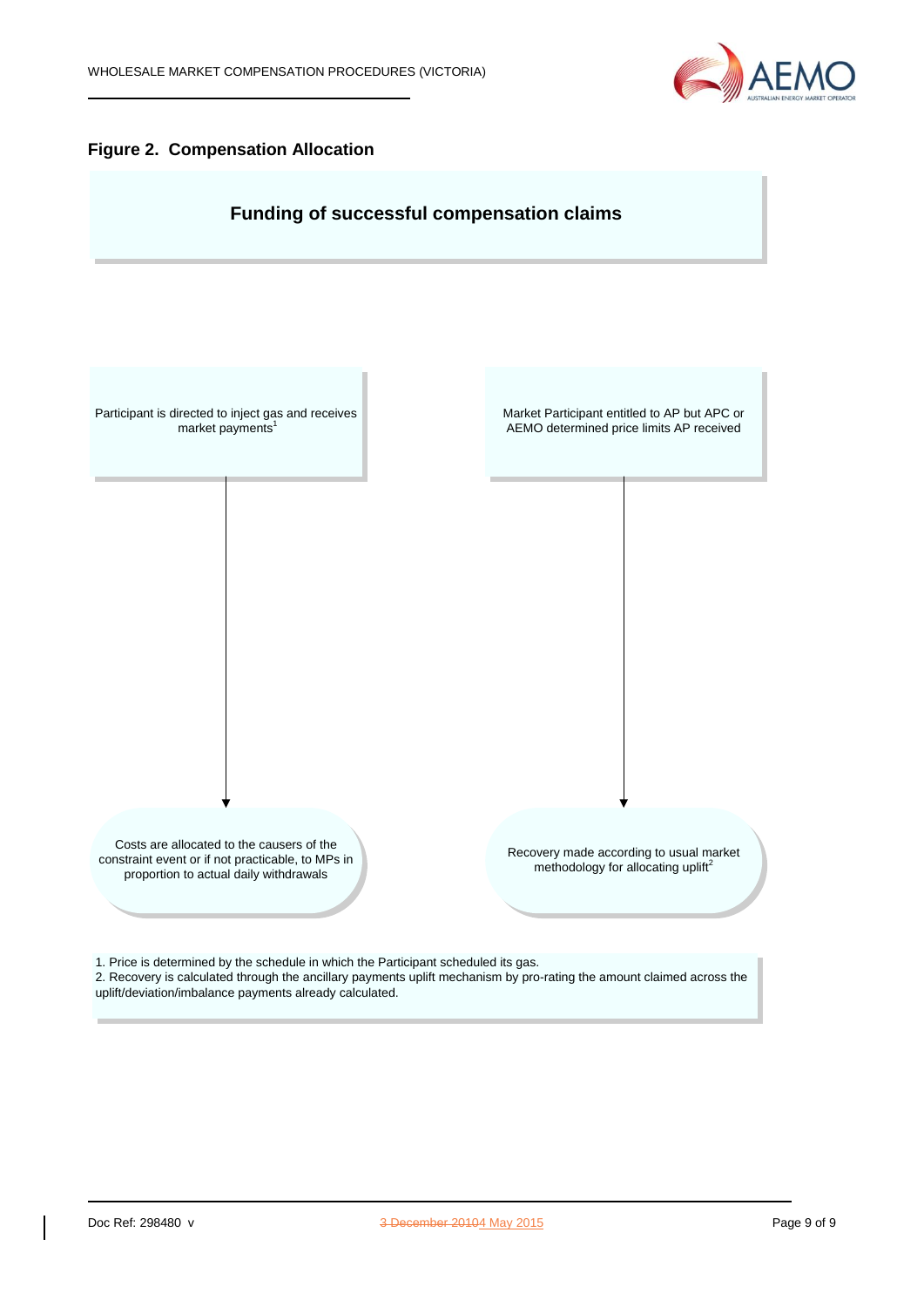**Figure 2. Compensation Allocation**

**Funding of successful compensation claims**

Participant is directed to inject gas and receives market payments[1]

Costs are allocated to the causers of the constraint event or if not practicable, to MPs in proportion to actual daily withdrawals

Market Participant entitled to AP but APC or AEMO determined price limits AP received

Recovery made according to usual market methodology for allocating uplift[2]

1. Price is determined by the schedule in which the Participant scheduled its gas.
2. Recovery is calculated through the ancillary payments uplift mechanism by pro-rating the amount claimed across the uplift/deviation/imbalance payments already calculated.